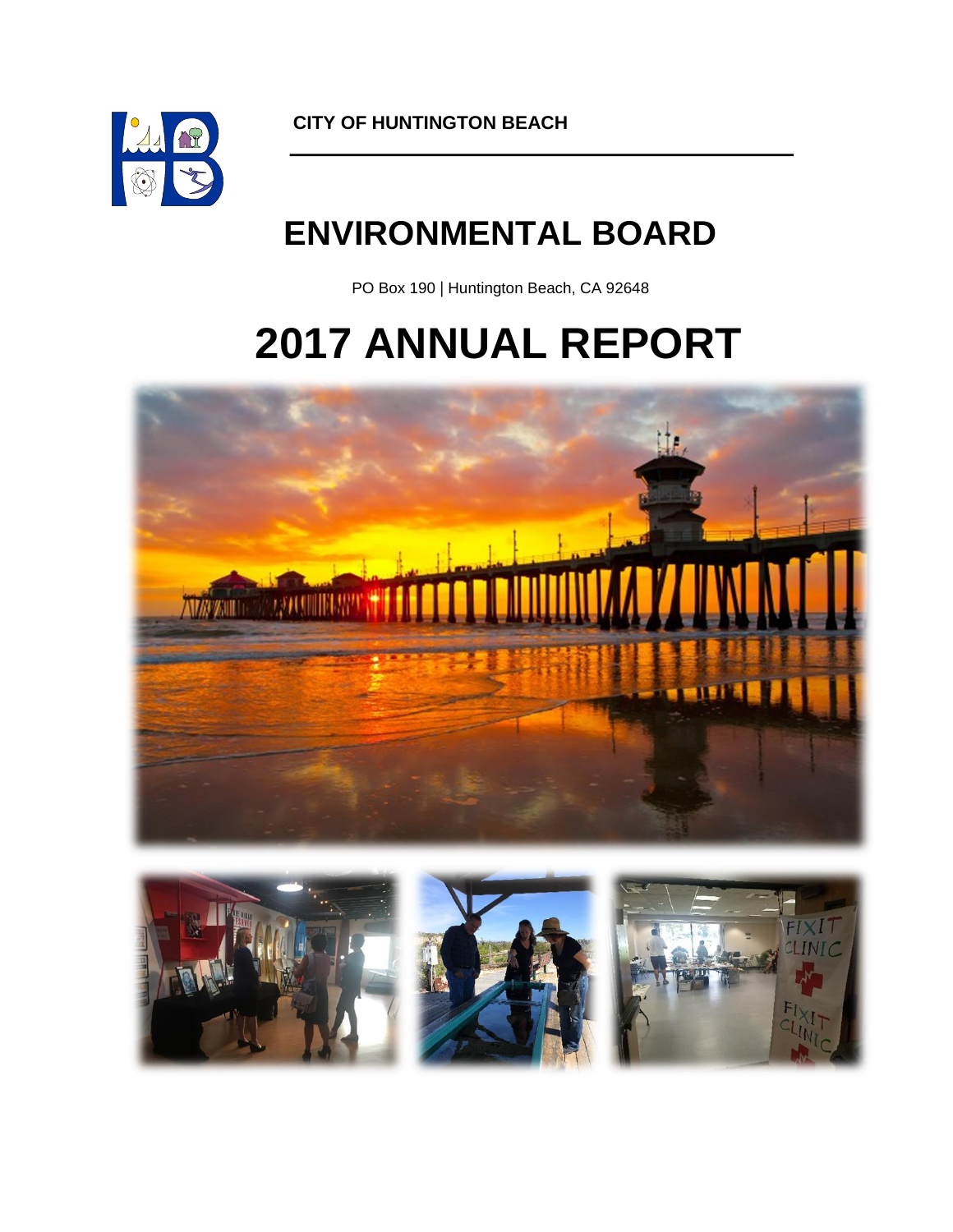**CITY OF HUNTINGTON BEACH**

# ENVIRONMENTAL BOARD

PO Box 190 | Huntington Beach, CA 92648

# 2017 ANNUAL REPORT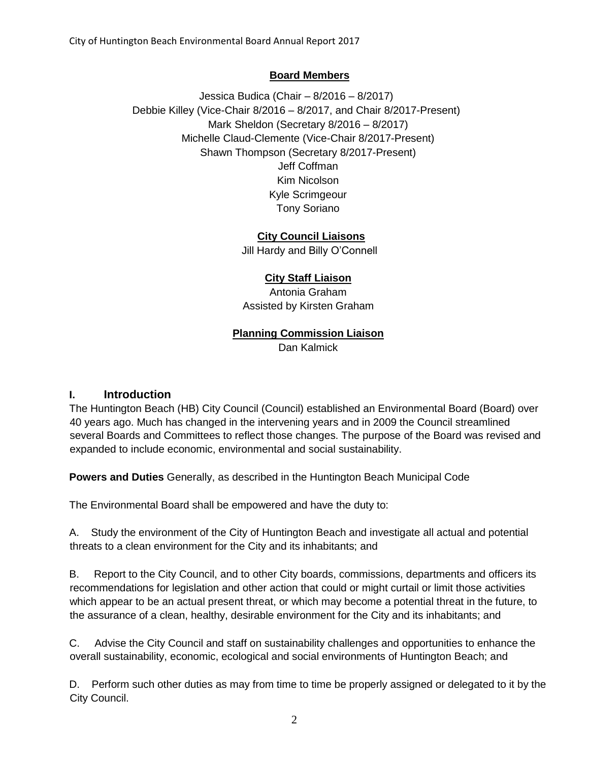## Board Members

Jessica Budica (Chair – 8/2016 – 8/2017)
Debbie Killey (Vice-Chair 8/2016 – 8/2017, and Chair 8/2017-Present)
Mark Sheldon (Secretary 8/2016 – 8/2017)
Michelle Claud-Clemente (Vice-Chair 8/2017-Present)
Shawn Thompson (Secretary 8/2017-Present)
Jeff Coffman
Kim Nicolson
Kyle Scrimgeour
Tony Soriano

## City Council Liaisons

Jill Hardy and Billy O'Connell

## City Staff Liaison

Antonia Graham
Assisted by Kirsten Graham

## Planning Commission Liaison

Dan Kalmick

# I. Introduction

The Huntington Beach (HB) City Council (Council) established an Environmental Board (Board) over 40 years ago. Much has changed in the intervening years and in 2009 the Council streamlined several Boards and Committees to reflect those changes. The purpose of the Board was revised and expanded to include economic, environmental and social sustainability.

**Powers and Duties** Generally, as described in the Huntington Beach Municipal Code

The Environmental Board shall be empowered and have the duty to:

A. Study the environment of the City of Huntington Beach and investigate all actual and potential threats to a clean environment for the City and its inhabitants; and

B. Report to the City Council, and to other City boards, commissions, departments and officers its recommendations for legislation and other action that could or might curtail or limit those activities which appear to be an actual present threat, or which may become a potential threat in the future, to the assurance of a clean, healthy, desirable environment for the City and its inhabitants; and

C. Advise the City Council and staff on sustainability challenges and opportunities to enhance the overall sustainability, economic, ecological and social environments of Huntington Beach; and

D. Perform such other duties as may from time to time be properly assigned or delegated to it by the City Council.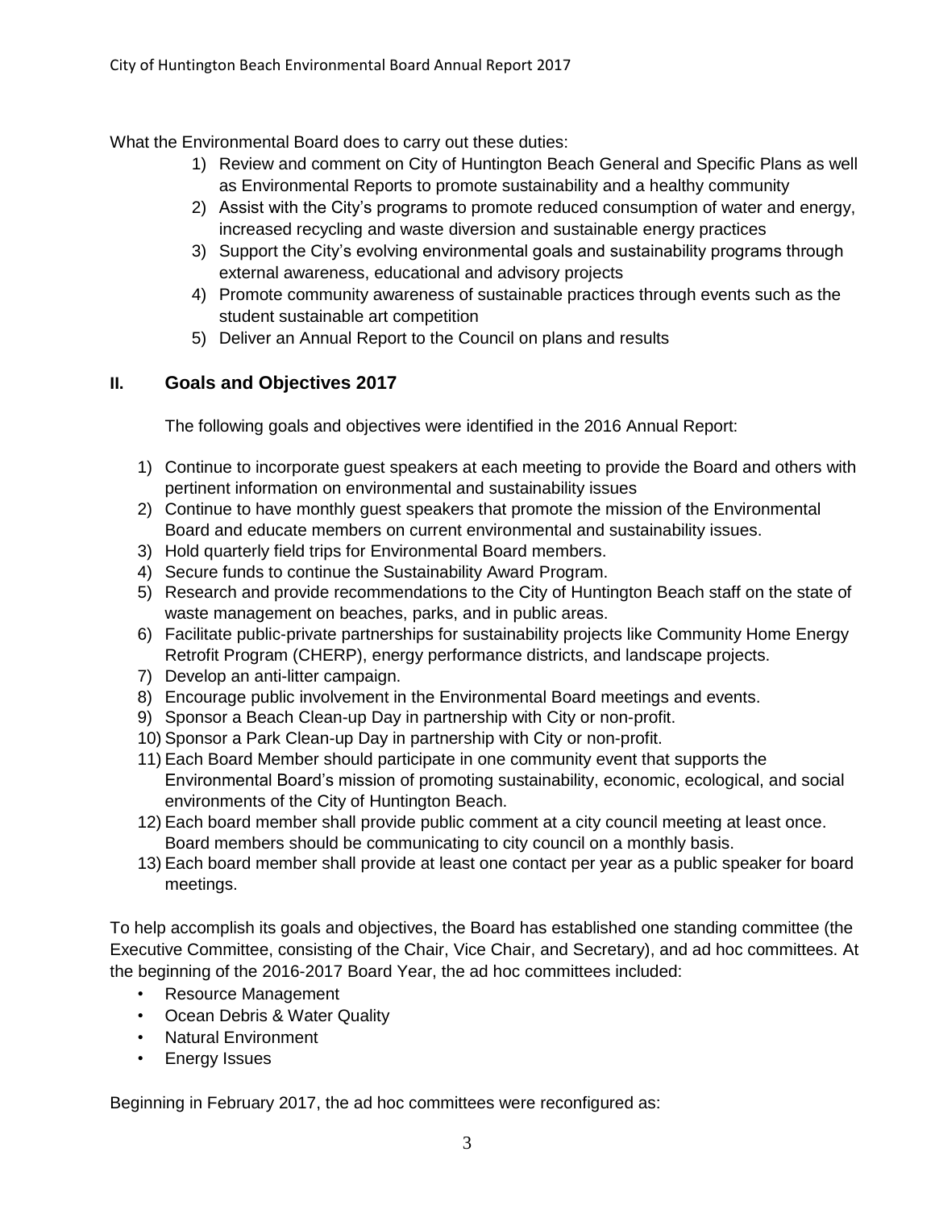What the Environmental Board does to carry out these duties:

1) Review and comment on City of Huntington Beach General and Specific Plans as well as Environmental Reports to promote sustainability and a healthy community
2) Assist with the City's programs to promote reduced consumption of water and energy, increased recycling and waste diversion and sustainable energy practices
3) Support the City's evolving environmental goals and sustainability programs through external awareness, educational and advisory projects
4) Promote community awareness of sustainable practices through events such as the student sustainable art competition
5) Deliver an Annual Report to the Council on plans and results

## II. Goals and Objectives 2017

The following goals and objectives were identified in the 2016 Annual Report:

1) Continue to incorporate guest speakers at each meeting to provide the Board and others with pertinent information on environmental and sustainability issues
2) Continue to have monthly guest speakers that promote the mission of the Environmental Board and educate members on current environmental and sustainability issues.
3) Hold quarterly field trips for Environmental Board members.
4) Secure funds to continue the Sustainability Award Program.
5) Research and provide recommendations to the City of Huntington Beach staff on the state of waste management on beaches, parks, and in public areas.
6) Facilitate public-private partnerships for sustainability projects like Community Home Energy Retrofit Program (CHERP), energy performance districts, and landscape projects.
7) Develop an anti-litter campaign.
8) Encourage public involvement in the Environmental Board meetings and events.
9) Sponsor a Beach Clean-up Day in partnership with City or non-profit.
10) Sponsor a Park Clean-up Day in partnership with City or non-profit.
11) Each Board Member should participate in one community event that supports the Environmental Board's mission of promoting sustainability, economic, ecological, and social environments of the City of Huntington Beach.
12) Each board member shall provide public comment at a city council meeting at least once. Board members should be communicating to city council on a monthly basis.
13) Each board member shall provide at least one contact per year as a public speaker for board meetings.

To help accomplish its goals and objectives, the Board has established one standing committee (the Executive Committee, consisting of the Chair, Vice Chair, and Secretary), and ad hoc committees. At the beginning of the 2016-2017 Board Year, the ad hoc committees included:

- Resource Management
- Ocean Debris & Water Quality
- Natural Environment
- Energy Issues

Beginning in February 2017, the ad hoc committees were reconfigured as: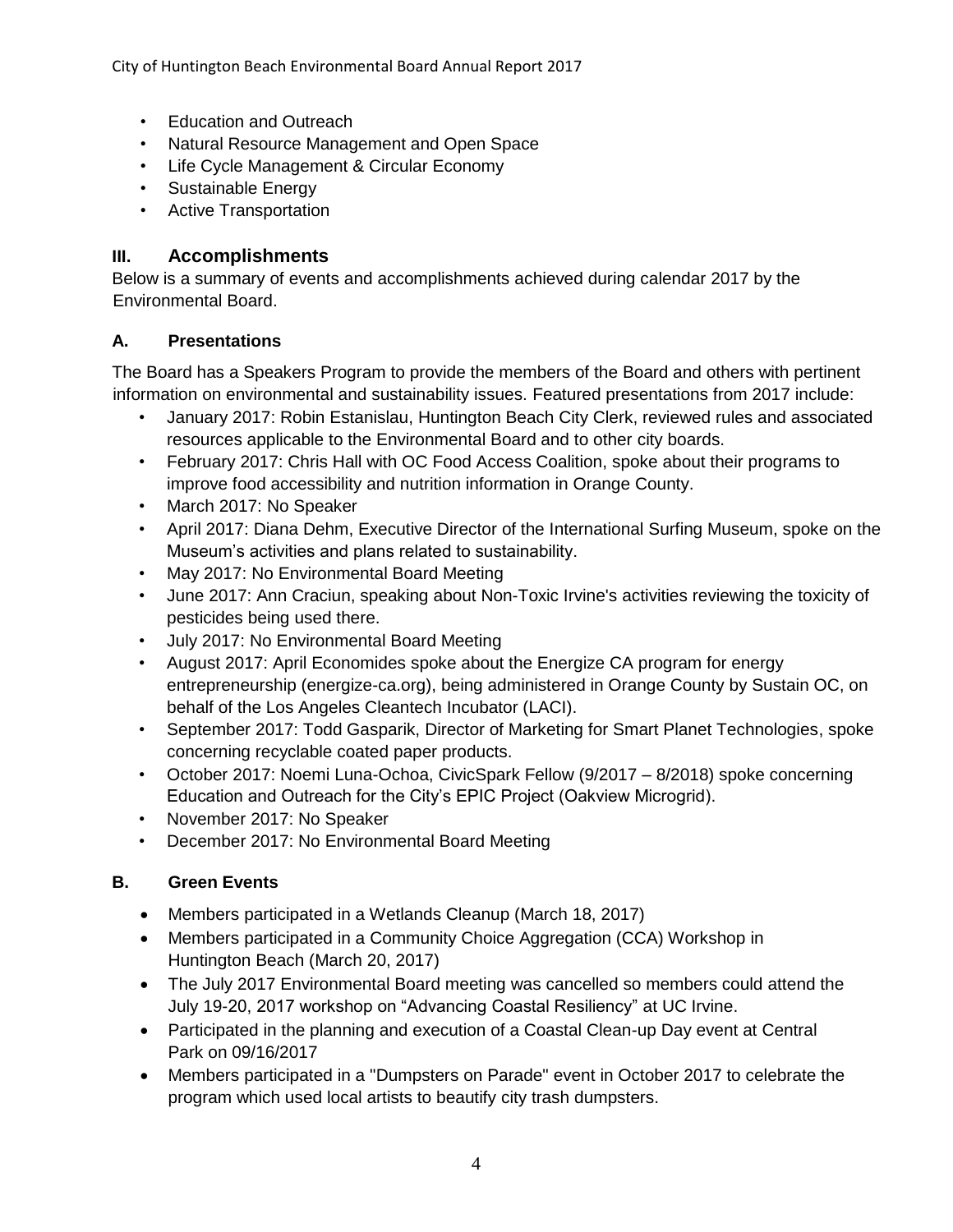- Education and Outreach
- Natural Resource Management and Open Space
- Life Cycle Management & Circular Economy
- Sustainable Energy
- Active Transportation

## III. Accomplishments

Below is a summary of events and accomplishments achieved during calendar 2017 by the Environmental Board.

### A. Presentations

The Board has a Speakers Program to provide the members of the Board and others with pertinent information on environmental and sustainability issues. Featured presentations from 2017 include:

- January 2017: Robin Estanislau, Huntington Beach City Clerk, reviewed rules and associated resources applicable to the Environmental Board and to other city boards.
- February 2017: Chris Hall with OC Food Access Coalition, spoke about their programs to improve food accessibility and nutrition information in Orange County.
- March 2017: No Speaker
- April 2017: Diana Dehm, Executive Director of the International Surfing Museum, spoke on the Museum's activities and plans related to sustainability.
- May 2017: No Environmental Board Meeting
- June 2017: Ann Craciun, speaking about Non-Toxic Irvine's activities reviewing the toxicity of pesticides being used there.
- July 2017: No Environmental Board Meeting
- August 2017: April Economides spoke about the Energize CA program for energy entrepreneurship (energize-ca.org), being administered in Orange County by Sustain OC, on behalf of the Los Angeles Cleantech Incubator (LACI).
- September 2017: Todd Gasparik, Director of Marketing for Smart Planet Technologies, spoke concerning recyclable coated paper products.
- October 2017: Noemi Luna-Ochoa, CivicSpark Fellow (9/2017 – 8/2018) spoke concerning Education and Outreach for the City's EPIC Project (Oakview Microgrid).
- November 2017: No Speaker
- December 2017: No Environmental Board Meeting

### B. Green Events

- Members participated in a Wetlands Cleanup (March 18, 2017)
- Members participated in a Community Choice Aggregation (CCA) Workshop in Huntington Beach (March 20, 2017)
- The July 2017 Environmental Board meeting was cancelled so members could attend the July 19-20, 2017 workshop on "Advancing Coastal Resiliency" at UC Irvine.
- Participated in the planning and execution of a Coastal Clean-up Day event at Central Park on 09/16/2017
- Members participated in a "Dumpsters on Parade" event in October 2017 to celebrate the program which used local artists to beautify city trash dumpsters.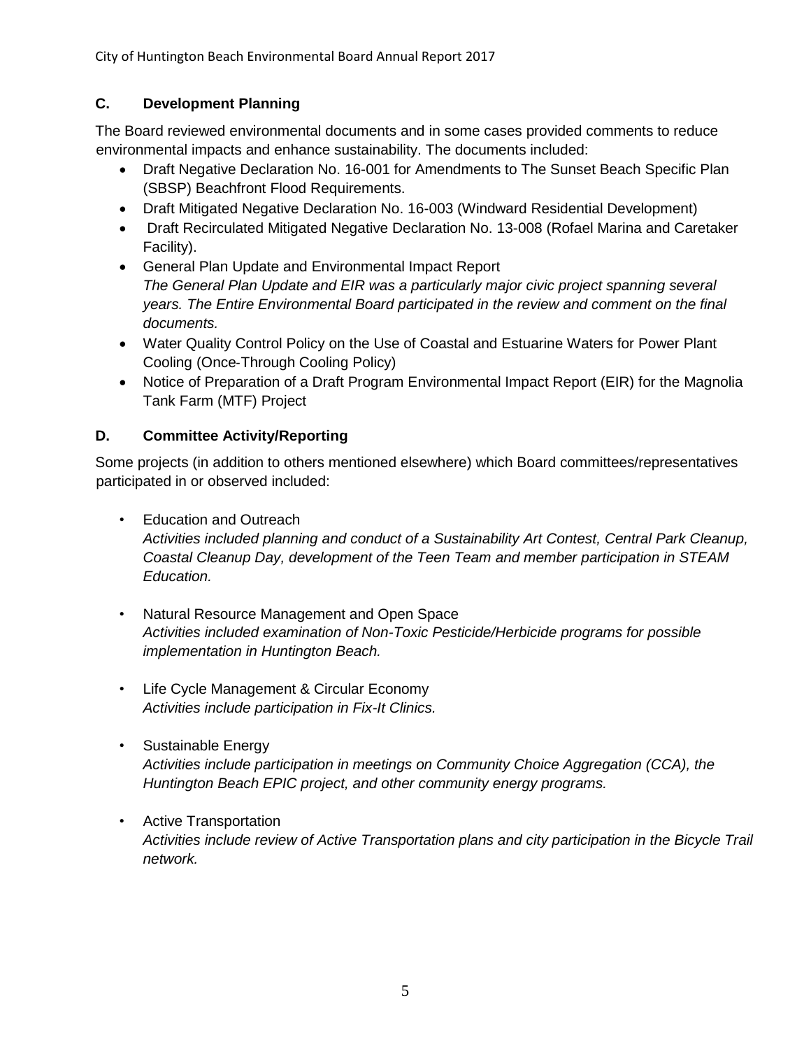### C. Development Planning

The Board reviewed environmental documents and in some cases provided comments to reduce environmental impacts and enhance sustainability. The documents included:

- Draft Negative Declaration No. 16-001 for Amendments to The Sunset Beach Specific Plan (SBSP) Beachfront Flood Requirements.
- Draft Mitigated Negative Declaration No. 16-003 (Windward Residential Development)
- Draft Recirculated Mitigated Negative Declaration No. 13-008 (Rofael Marina and Caretaker Facility).
- General Plan Update and Environmental Impact Report
  *The General Plan Update and EIR was a particularly major civic project spanning several years. The Entire Environmental Board participated in the review and comment on the final documents.*
- Water Quality Control Policy on the Use of Coastal and Estuarine Waters for Power Plant Cooling (Once-Through Cooling Policy)
- Notice of Preparation of a Draft Program Environmental Impact Report (EIR) for the Magnolia Tank Farm (MTF) Project

### D. Committee Activity/Reporting

Some projects (in addition to others mentioned elsewhere) which Board committees/representatives participated in or observed included:

- Education and Outreach
  *Activities included planning and conduct of a Sustainability Art Contest, Central Park Cleanup, Coastal Cleanup Day, development of the Teen Team and member participation in STEAM Education.*

- Natural Resource Management and Open Space
  *Activities included examination of Non-Toxic Pesticide/Herbicide programs for possible implementation in Huntington Beach.*

- Life Cycle Management & Circular Economy
  *Activities include participation in Fix-It Clinics.*

- Sustainable Energy
  *Activities include participation in meetings on Community Choice Aggregation (CCA), the Huntington Beach EPIC project, and other community energy programs.*

- Active Transportation
  *Activities include review of Active Transportation plans and city participation in the Bicycle Trail network.*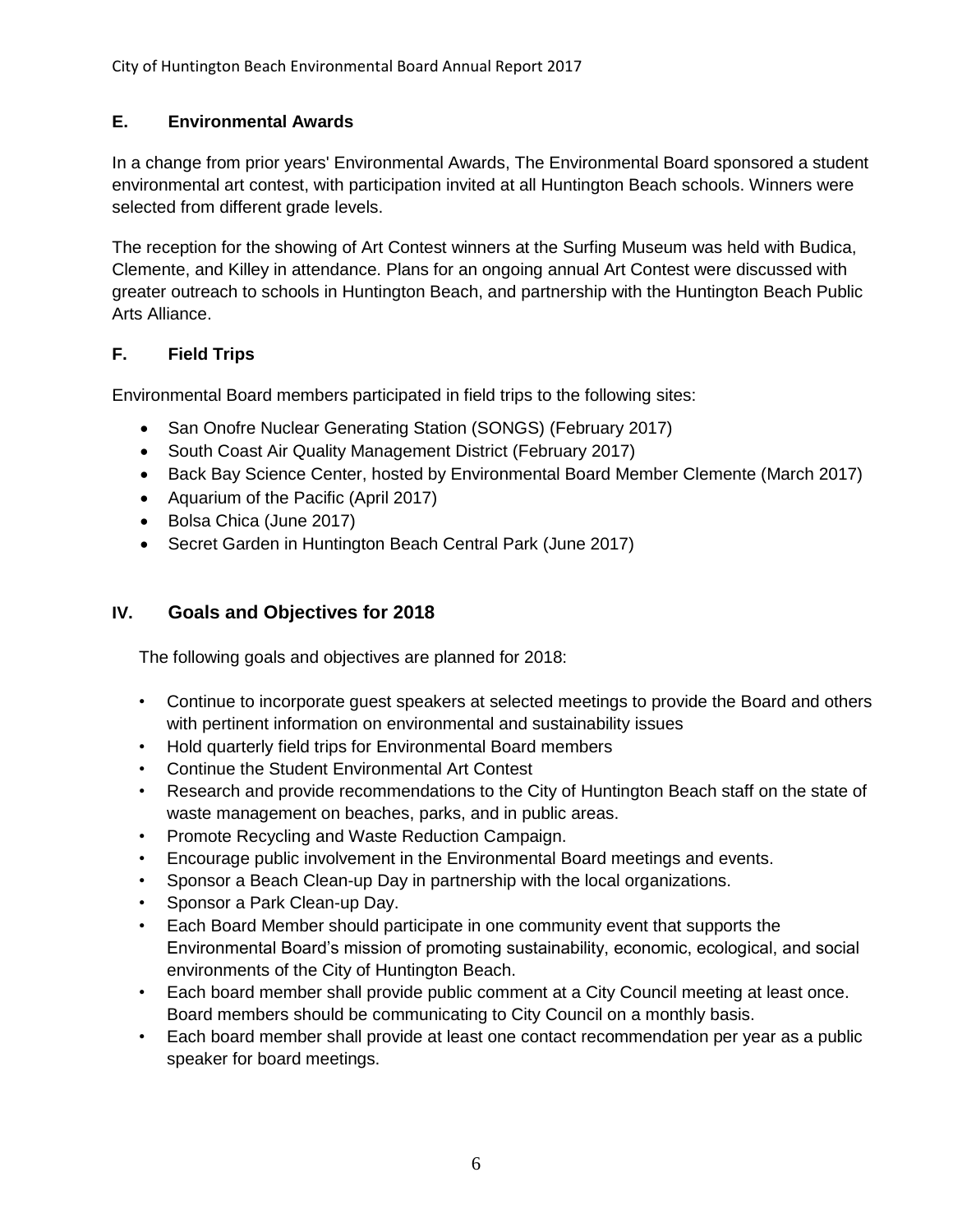### E. Environmental Awards

In a change from prior years' Environmental Awards, The Environmental Board sponsored a student environmental art contest, with participation invited at all Huntington Beach schools. Winners were selected from different grade levels.

The reception for the showing of Art Contest winners at the Surfing Museum was held with Budica, Clemente, and Killey in attendance. Plans for an ongoing annual Art Contest were discussed with greater outreach to schools in Huntington Beach, and partnership with the Huntington Beach Public Arts Alliance.

### F. Field Trips

Environmental Board members participated in field trips to the following sites:

- San Onofre Nuclear Generating Station (SONGS) (February 2017)
- South Coast Air Quality Management District (February 2017)
- Back Bay Science Center, hosted by Environmental Board Member Clemente (March 2017)
- Aquarium of the Pacific (April 2017)
- Bolsa Chica (June 2017)
- Secret Garden in Huntington Beach Central Park (June 2017)

## IV. Goals and Objectives for 2018

The following goals and objectives are planned for 2018:

- Continue to incorporate guest speakers at selected meetings to provide the Board and others with pertinent information on environmental and sustainability issues
- Hold quarterly field trips for Environmental Board members
- Continue the Student Environmental Art Contest
- Research and provide recommendations to the City of Huntington Beach staff on the state of waste management on beaches, parks, and in public areas.
- Promote Recycling and Waste Reduction Campaign.
- Encourage public involvement in the Environmental Board meetings and events.
- Sponsor a Beach Clean-up Day in partnership with the local organizations.
- Sponsor a Park Clean-up Day.
- Each Board Member should participate in one community event that supports the Environmental Board's mission of promoting sustainability, economic, ecological, and social environments of the City of Huntington Beach.
- Each board member shall provide public comment at a City Council meeting at least once. Board members should be communicating to City Council on a monthly basis.
- Each board member shall provide at least one contact recommendation per year as a public speaker for board meetings.